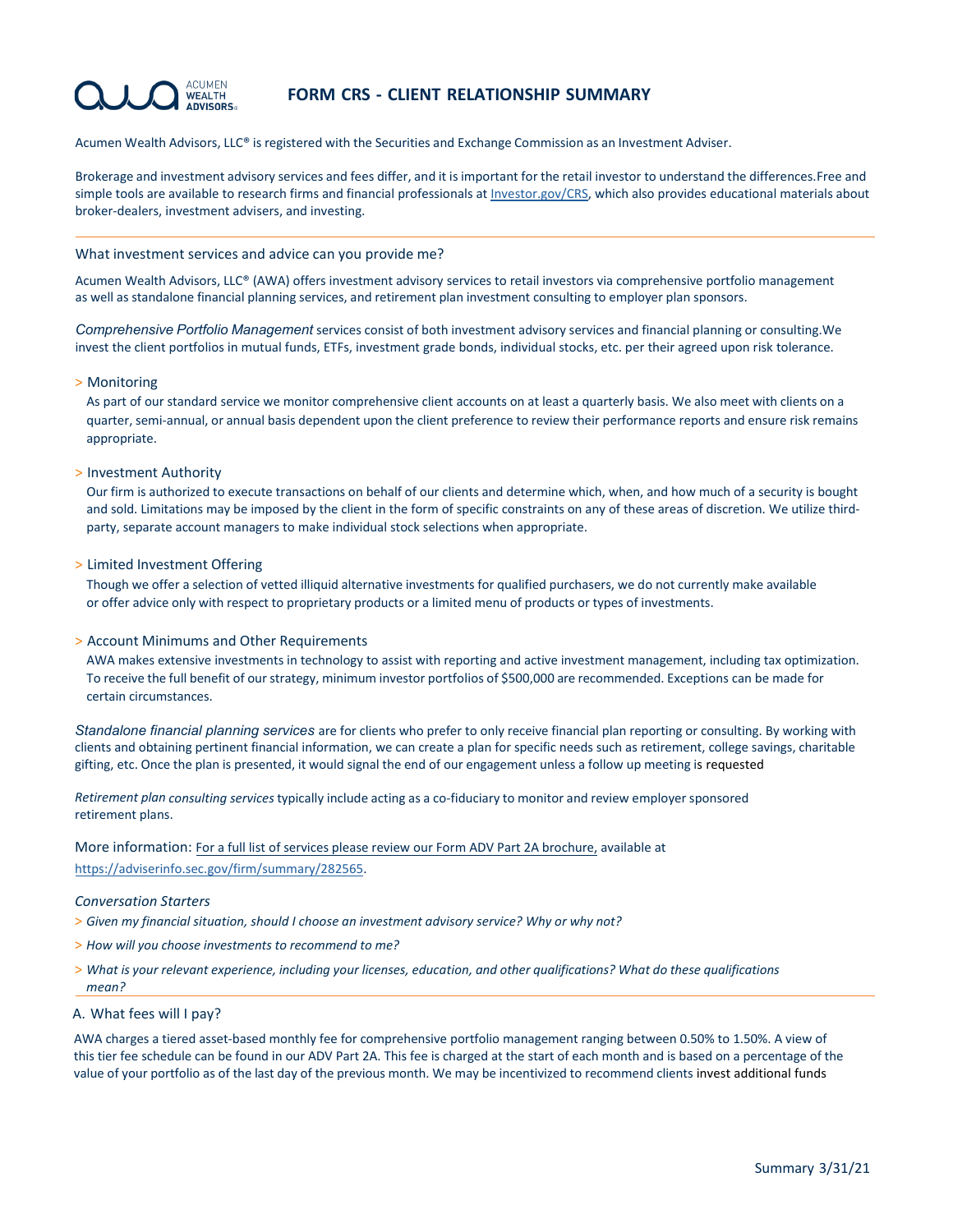# FORM CRS - CLIENT RELATIONSHIP SUMMARY

Acumen Wealth Advisors, LLC® is registered with the Securities and Exchange Commission as an Investment Adviser.

Brokerage and investment advisory services and fees differ, and it is important for the retail investor to understand the differences.Free and simple tools are available to research firms and financial professionals at Investor.gov/CRS, which also provides educational materials about broker-dealers, investment advisers, and investing.

## What investment services and advice can you provide me?

Acumen Wealth Advisors, LLC® (AWA) offers investment advisory services to retail investors via comprehensive portfolio management as well as standalone financial planning services, and retirement plan investment consulting to employer plan sponsors.

*Comprehensive Portfolio Management* services consist of both investment advisory services and financial planning or consulting.We invest the client portfolios in mutual funds, ETFs, investment grade bonds, individual stocks, etc. per their agreed upon risk tolerance.

> Monitoring

As part of our standard service we monitor comprehensive client accounts on at least a quarterly basis. We also meet with clients on a quarter, semi-annual, or annual basis dependent upon the client preference to review their performance reports and ensure risk remains appropriate.

> Investment Authority

Our firm is authorized to execute transactions on behalf of our clients and determine which, when, and how much of a security is bought and sold. Limitations may be imposed by the client in the form of specific constraints on any of these areas of discretion. We utilize third-party, separate account managers to make individual stock selections when appropriate.

> Limited Investment Offering

Though we offer a selection of vetted illiquid alternative investments for qualified purchasers, we do not currently make available or offer advice only with respect to proprietary products or a limited menu of products or types of investments.

> Account Minimums and Other Requirements

AWA makes extensive investments in technology to assist with reporting and active investment management, including tax optimization. To receive the full benefit of our strategy, minimum investor portfolios of $500,000 are recommended. Exceptions can be made for certain circumstances.

*Standalone financial planning services* are for clients who prefer to only receive financial plan reporting or consulting. By working with clients and obtaining pertinent financial information, we can create a plan for specific needs such as retirement, college savings, charitable gifting, etc. Once the plan is presented, it would signal the end of our engagement unless a follow up meeting is requested

*Retirement plan consulting services* typically include acting as a co-fiduciary to monitor and review employer sponsored retirement plans.

More information: For a full list of services please review our Form ADV Part 2A brochure, available at https://adviserinfo.sec.gov/firm/summary/282565.

*Conversation Starters*

> *Given my financial situation, should I choose an investment advisory service? Why or why not?*

> *How will you choose investments to recommend to me?*

> *What is your relevant experience, including your licenses, education, and other qualifications? What do these qualifications mean?*

## A. What fees will I pay?

AWA charges a tiered asset-based monthly fee for comprehensive portfolio management ranging between 0.50% to 1.50%. A view of this tier fee schedule can be found in our ADV Part 2A. This fee is charged at the start of each month and is based on a percentage of the value of your portfolio as of the last day of the previous month. We may be incentivized to recommend clients invest additional funds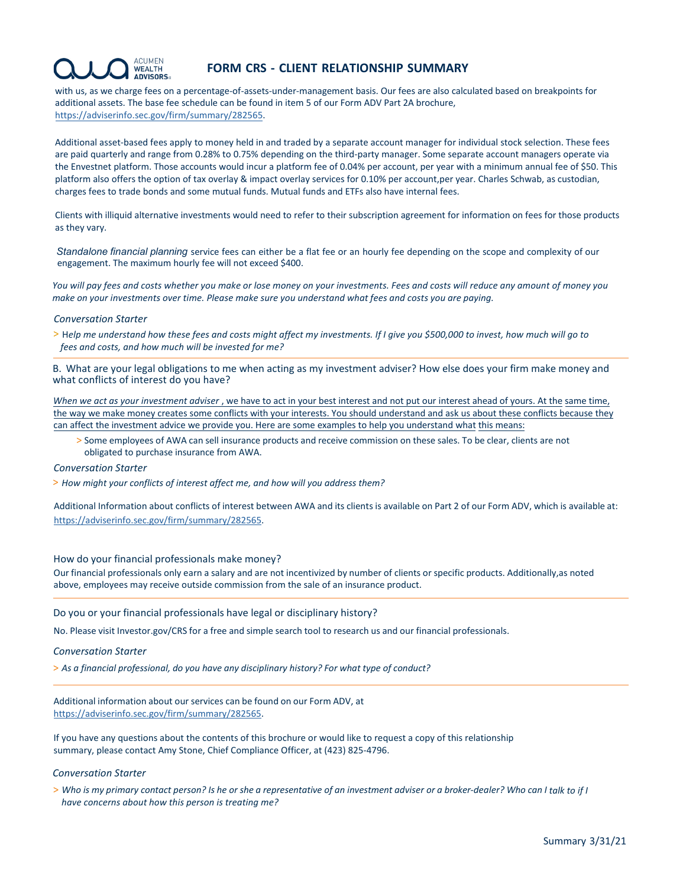# FORM CRS - CLIENT RELATIONSHIP SUMMARY

with us, as we charge fees on a percentage-of-assets-under-management basis. Our fees are also calculated based on breakpoints for additional assets. The base fee schedule can be found in item 5 of our Form ADV Part 2A brochure, https://adviserinfo.sec.gov/firm/summary/282565.

Additional asset-based fees apply to money held in and traded by a separate account manager for individual stock selection. These fees are paid quarterly and range from 0.28% to 0.75% depending on the third-party manager. Some separate account managers operate via the Envestnet platform. Those accounts would incur a platform fee of 0.04% per account, per year with a minimum annual fee of $50. This platform also offers the option of tax overlay & impact overlay services for 0.10% per account,per year. Charles Schwab, as custodian, charges fees to trade bonds and some mutual funds. Mutual funds and ETFs also have internal fees.

Clients with illiquid alternative investments would need to refer to their subscription agreement for information on fees for those products as they vary.

*Standalone financial planning* service fees can either be a flat fee or an hourly fee depending on the scope and complexity of our engagement. The maximum hourly fee will not exceed $400.

*You will pay fees and costs whether you make or lose money on your investments. Fees and costs will reduce any amount of money you make on your investments over time. Please make sure you understand what fees and costs you are paying.*

*Conversation Starter*

> *Help me understand how these fees and costs might affect my investments. If I give you $500,000 to invest, how much will go to fees and costs, and how much will be invested for me?*

B. What are your legal obligations to me when acting as my investment adviser? How else does your firm make money and what conflicts of interest do you have?

*When we act as your investment adviser* , we have to act in your best interest and not put our interest ahead of yours. At the same time, the way we make money creates some conflicts with your interests. You should understand and ask us about these conflicts because they can affect the investment advice we provide you. Here are some examples to help you understand what this means:

> Some employees of AWA can sell insurance products and receive commission on these sales. To be clear, clients are not obligated to purchase insurance from AWA.

*Conversation Starter*

> *How might your conflicts of interest affect me, and how will you address them?*

Additional Information about conflicts of interest between AWA and its clients is available on Part 2 of our Form ADV, which is available at: https://adviserinfo.sec.gov/firm/summary/282565.

How do your financial professionals make money?

Our financial professionals only earn a salary and are not incentivized by number of clients or specific products. Additionally,as noted above, employees may receive outside commission from the sale of an insurance product.

Do you or your financial professionals have legal or disciplinary history?

No. Please visit Investor.gov/CRS for a free and simple search tool to research us and our financial professionals.

*Conversation Starter*

> *As a financial professional, do you have any disciplinary history? For what type of conduct?*

Additional information about our services can be found on our Form ADV, at https://adviserinfo.sec.gov/firm/summary/282565.

If you have any questions about the contents of this brochure or would like to request a copy of this relationship summary, please contact Amy Stone, Chief Compliance Officer, at (423) 825-4796.

*Conversation Starter*

> *Who is my primary contact person? Is he or she a representative of an investment adviser or a broker-dealer? Who can I talk to if I have concerns about how this person is treating me?*

Summary 3/31/21